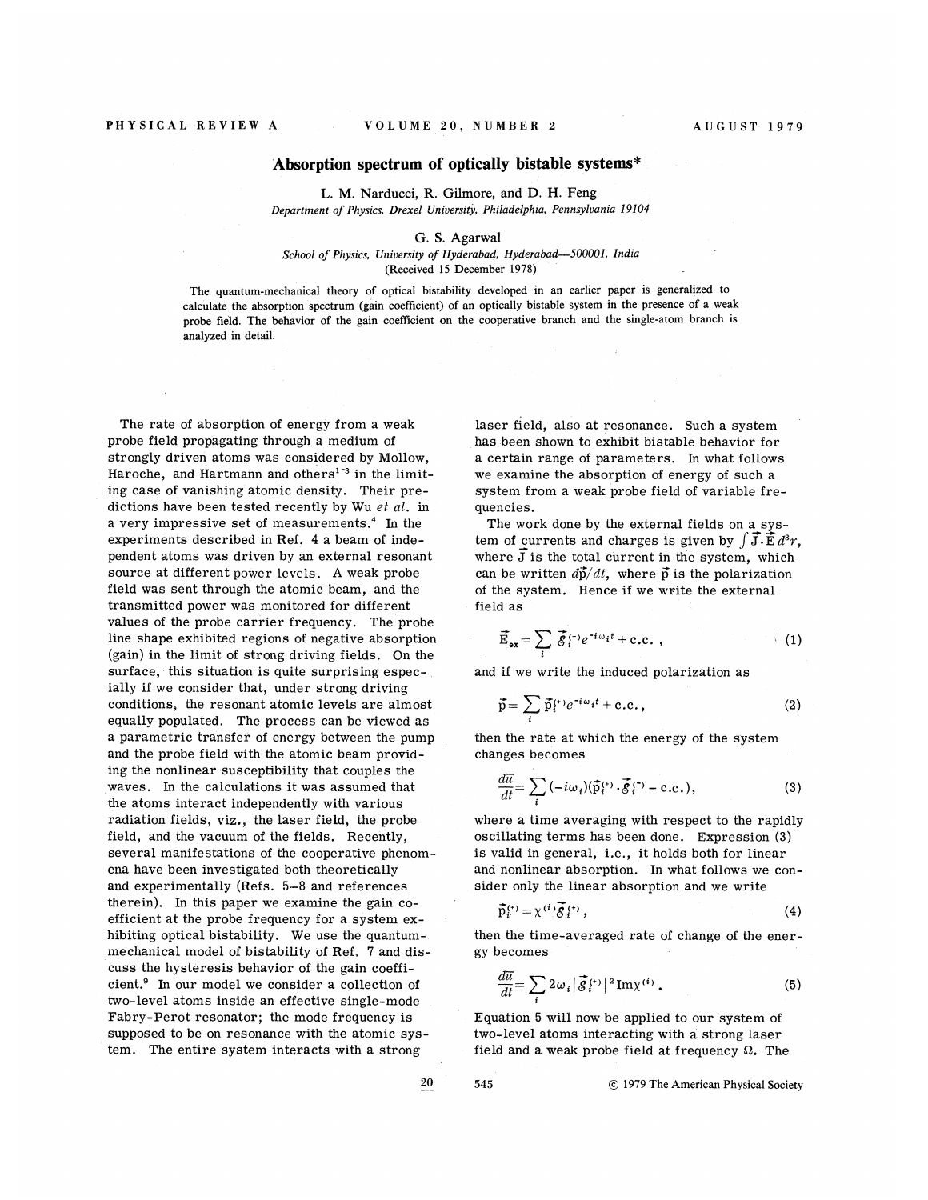# Absorption spectrum of optically bistable systems*

L. M. Narducci, R. Gilmore, and D. H. Feng

*Department of Physics, Drexel University, Philadelphia, Pennsylvania 19104*

G. S. Agarwal

*School of Physics, University of Hyderabad, Hyderabad—500001, India*

(Received 15 December 1978)

The quantum-mechanical theory of optical bistability developed in an earlier paper is generalized to calculate the absorption spectrum (gain coefficient) of an optically bistable system in the presence of a weak probe field. The behavior of the gain coefficient on the cooperative branch and the single-atom branch is analyzed in detail.

The rate of absorption of energy from a weak probe field propagating through a medium of strongly driven atoms was considered by Mollow, Haroche, and Hartmann and others[1-3] in the limiting case of vanishing atomic density. Their predictions have been tested recently by Wu *et al.* in a very impressive set of measurements.[4] In the experiments described in Ref. 4 a beam of independent atoms was driven by an external resonant source at different power levels. A weak probe field was sent through the atomic beam, and the transmitted power was monitored for different values of the probe carrier frequency. The probe line shape exhibited regions of negative absorption (gain) in the limit of strong driving fields. On the surface, this situation is quite surprising especially if we consider that, under strong driving conditions, the resonant atomic levels are almost equally populated. The process can be viewed as a parametric transfer of energy between the pump and the probe field with the atomic beam providing the nonlinear susceptibility that couples the waves. In the calculations it was assumed that the atoms interact independently with various radiation fields, viz., the laser field, the probe field, and the vacuum of the fields. Recently, several manifestations of the cooperative phenomena have been investigated both theoretically and experimentally (Refs. 5–8 and references therein). In this paper we examine the gain coefficient at the probe frequency for a system exhibiting optical bistability. We use the quantum-mechanical model of bistability of Ref. 7 and discuss the hysteresis behavior of the gain coefficient.[9] In our model we consider a collection of two-level atoms inside an effective single-mode Fabry-Perot resonator; the mode frequency is supposed to be on resonance with the atomic system. The entire system interacts with a strong laser field, also at resonance. Such a system has been shown to exhibit bistable behavior for a certain range of parameters. In what follows we examine the absorption of energy of such a system from a weak probe field of variable frequencies.

The work done by the external fields on a system of currents and charges is given by $\int \vec{J}\cdot\vec{E}\, d^3r$, where $\vec{J}$ is the total current in the system, which can be written $d\vec{p}/dt$, where $\vec{p}$ is the polarization of the system. Hence if we write the external field as

$$\vec{E}_{ex} = \sum_i \vec{\mathcal{E}}_i^{(+)} e^{-i\omega_i t} + \text{c.c.}\,, \tag{1}$$

and if we write the induced polarization as

$$\vec{p} = \sum_i \vec{p}_i^{(+)} e^{-i\omega_i t} + \text{c.c.}\,, \tag{2}$$

then the rate at which the energy of the system changes becomes

$$\frac{d\bar{u}}{dt} = \sum_i (-i\omega_i)(\vec{p}_i^{(+)}\cdot\vec{\mathcal{E}}_i^{(-)} - \text{c.c.})\,, \tag{3}$$

where a time averaging with respect to the rapidly oscillating terms has been done. Expression (3) is valid in general, i.e., it holds both for linear and nonlinear absorption. In what follows we consider only the linear absorption and we write

$$\vec{p}_i^{(+)} = \chi^{(i)}\vec{\mathcal{E}}_i^{(+)}\,, \tag{4}$$

then the time-averaged rate of change of the energy becomes

$$\frac{d\bar{u}}{dt} = \sum_i 2\omega_i \left|\vec{\mathcal{E}}_i^{(+)}\right|^2 \text{Im}\chi^{(i)}\,. \tag{5}$$

Equation 5 will now be applied to our system of two-level atoms interacting with a strong laser field and a weak probe field at frequency $\Omega$. The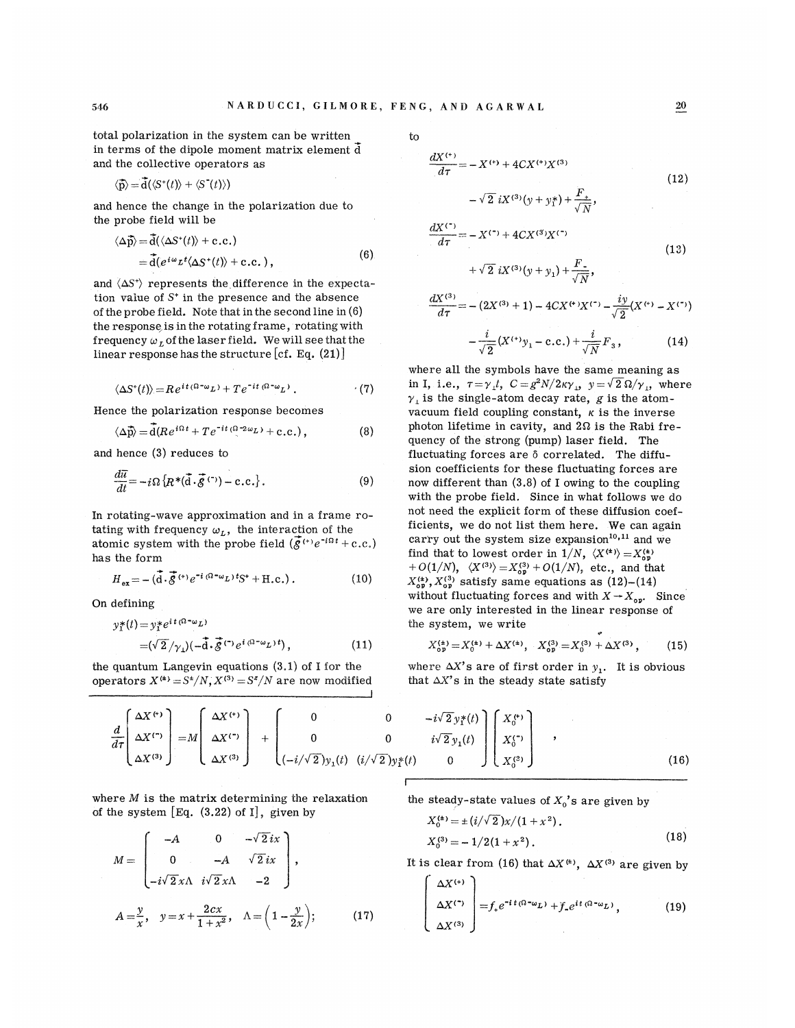total polarization in the system can be written in terms of the dipole moment matrix element $\vec{d}$ and the collective operators as

$$\langle \vec{p} \rangle = \vec{d}(\langle S^+(t)\rangle + \langle S^-(t)\rangle)$$

and hence the change in the polarization due to the probe field will be

$$\begin{aligned}\langle \Delta\vec{p} \rangle &= \vec{d}(\langle \Delta S^+(t)\rangle + \text{c.c.}) \\ &= \vec{d}(e^{i\omega_L t}\langle \Delta S^+(t)\rangle + \text{c.c.}),\end{aligned} \tag{6}$$

and $\langle \Delta S^+\rangle$ represents the difference in the expectation value of $S^+$ in the presence and the absence of the probe field. Note that in the second line in (6) the response is in the rotating frame, rotating with frequency $\omega_L$ of the laser field. We will see that the linear response has the structure [cf. Eq. (21)]

$$\langle \Delta S^+(t)\rangle = Re^{it(\Omega-\omega_L)} + Te^{-it(\Omega-\omega_L)}. \tag{7}$$

Hence the polarization response becomes

$$\langle \Delta\vec{p} \rangle = \vec{d}(Re^{i\Omega t} + Te^{-it(\Omega-2\omega_L)} + \text{c.c.}), \tag{8}$$

and hence (3) reduces to

$$\frac{d\overline{u}}{dt} = -i\Omega\{R^*(\vec{d}\cdot\vec{\mathcal{E}}^{(-)}) - \text{c.c.}\}. \tag{9}$$

In rotating-wave approximation and in a frame rotating with frequency $\omega_L$, the interaction of the atomic system with the probe field $(\vec{\mathcal{E}}^{(+)}e^{-i\Omega t} + \text{c.c.})$ has the form

$$H_{ex} = -(\vec{d}\cdot\vec{\mathcal{E}}^{(+)}e^{-i(\Omega-\omega_L)t}S^+ + \text{H.c.}). \tag{10}$$

On defining

$$\begin{aligned}y_1^*(t) &= y_1^* e^{it(\Omega-\omega_L)} \\ &= (\sqrt{2}/\gamma_\perp)(-\vec{d}\cdot\vec{\mathcal{E}}^{(-)}e^{i(\Omega-\omega_L)t}),\end{aligned} \tag{11}$$

the quantum Langevin equations (3.1) of I for the operators $X^{(\pm)} = S^{\pm}/N, X^{(3)} = S^z/N$ are now modified to

$$\frac{dX^{(+)}}{d\tau} = -X^{(+)} + 4CX^{(+)}X^{(3)} - \sqrt{2}\,iX^{(3)}(y + y_1^*) + \frac{F_+}{\sqrt{N}}, \tag{12}$$

$$\frac{dX^{(-)}}{d\tau} = -X^{(-)} + 4CX^{(3)}X^{(-)} + \sqrt{2}\,iX^{(3)}(y + y_1) + \frac{F_-}{\sqrt{N}}, \tag{13}$$

$$\frac{dX^{(3)}}{d\tau} = -(2X^{(3)} + 1) - 4CX^{(+)}X^{(-)} - \frac{iy}{\sqrt{2}}(X^{(+)} - X^{(-)}) - \frac{i}{\sqrt{2}}(X^{(+)}y_1 - \text{c.c.}) + \frac{i}{\sqrt{N}}F_3, \tag{14}$$

where all the symbols have the same meaning as in I, i.e., $\tau = \gamma_\perp t$, $C = g^2N/2\kappa\gamma_\perp$, $y = \sqrt{2}\,\Omega/\gamma_\perp$, where $\gamma_\perp$ is the single-atom decay rate, $g$ is the atom-vacuum field coupling constant, $\kappa$ is the inverse photon lifetime in cavity, and $2\Omega$ is the Rabi frequency of the strong (pump) laser field. The fluctuating forces are $\delta$ correlated. The diffusion coefficients for these fluctuating forces are now different than (3.8) of I owing to the coupling with the probe field. Since in what follows we do not need the explicit form of these diffusion coefficients, we do not list them here. We can again carry out the system size expansion[10,11] and we find that to lowest order in $1/N$, $\langle X^{(\pm)}\rangle = X_{op}^{(\pm)} + O(1/N)$, $\langle X^{(3)}\rangle = X_{op}^{(3)} + O(1/N)$, etc., and that $X_{op}^{(\pm)}, X_{op}^{(3)}$ satisfy same equations as (12)–(14) without fluctuating forces and with $X \to X_{op}$. Since we are only interested in the linear response of the system, we write

$$X_{op}^{(\pm)} = X_0^{(\pm)} + \Delta X^{(\pm)}, \quad X_{op}^{(3)} = X_0^{(3)} + \Delta X^{(3)}, \tag{15}$$

where $\Delta X$'s are of first order in $y_1$. It is obvious that $\Delta X$'s in the steady state satisfy

$$\frac{d}{d\tau}\begin{pmatrix}\Delta X^{(+)}\\ \Delta X^{(-)}\\ \Delta X^{(3)}\end{pmatrix} = M\begin{pmatrix}\Delta X^{(+)}\\ \Delta X^{(-)}\\ \Delta X^{(3)}\end{pmatrix} + \begin{pmatrix}0 & 0 & -i\sqrt{2}\,y_1^*(t)\\ 0 & 0 & i\sqrt{2}\,y_1(t)\\ (-i/\sqrt{2})y_1(t) & (i/\sqrt{2})y_1^*(t) & 0\end{pmatrix}\begin{pmatrix}X_0^{(+)}\\ X_0^{(-)}\\ X_0^{(3)}\end{pmatrix}, \tag{16}$$

where $M$ is the matrix determining the relaxation of the system [Eq. (3.22) of I], given by

$$M = \begin{pmatrix}-A & 0 & -\sqrt{2}\,ix\\ 0 & -A & \sqrt{2}\,ix\\ -i\sqrt{2}\,x\Lambda & i\sqrt{2}\,x\Lambda & -2\end{pmatrix},$$

$$A = \frac{y}{x}, \quad y = x + \frac{2cx}{1+x^2}, \quad \Lambda = \left(1 - \frac{y}{2x}\right); \tag{17}$$

the steady-state values of $X_0$'s are given by

$$\begin{aligned}X_0^{(\pm)} &= \pm(i/\sqrt{2})x/(1+x^2).\\ X_0^{(3)} &= -1/2(1+x^2).\end{aligned} \tag{18}$$

It is clear from (16) that $\Delta X^{(\pm)}$, $\Delta X^{(3)}$ are given by

$$\begin{pmatrix}\Delta X^{(+)}\\ \Delta X^{(-)}\\ \Delta X^{(3)}\end{pmatrix} = f_+e^{-it(\Omega-\omega_L)} + f_-e^{it(\Omega-\omega_L)}, \tag{19}$$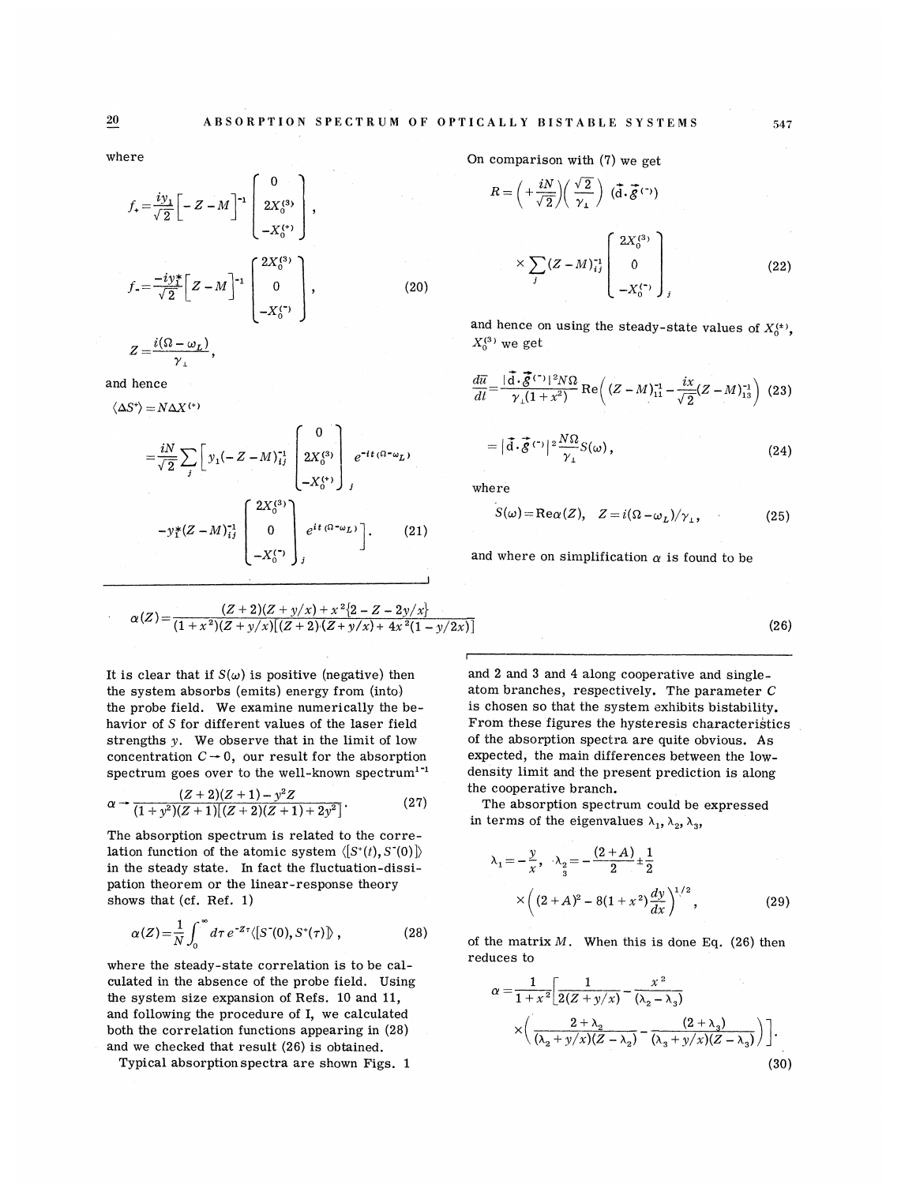where

$$f_+ = \frac{iy_1}{\sqrt{2}}\Big[-Z-M\Big]^{-1}\begin{bmatrix} 0 \\ 2X_0^{(3)} \\ -X_0^{(+)} \end{bmatrix},$$

$$f_- = \frac{-iy_1^*}{\sqrt{2}}\Big[Z-M\Big]^{-1}\begin{bmatrix} 2X_0^{(3)} \\ 0 \\ -X_0^{(-)} \end{bmatrix}, \tag{20}$$

$$Z = \frac{i(\Omega-\omega_L)}{\gamma_\perp},$$

and hence

$$\langle \Delta S^+\rangle = N\Delta X^{(+)}$$

$$= \frac{iN}{\sqrt{2}}\sum_j\Bigg[y_1(-Z-M)_{ij}^{-1}\begin{bmatrix} 0 \\ 2X_0^{(3)} \\ -X_0^{(+)} \end{bmatrix}_j e^{-it(\Omega-\omega_L)}$$

$$-y_1^*(Z-M)_{ij}^{-1}\begin{bmatrix} 2X_0^{(3)} \\ 0 \\ -X_0^{(-)} \end{bmatrix}_j e^{it(\Omega-\omega_L)}\Bigg]. \tag{21}$$

On comparison with (7) we get

$$R = \left(+\frac{iN}{\sqrt{2}}\right)\left(\frac{\sqrt{2}}{\gamma_\perp}\right)(\vec{\mathrm{d}}\cdot\vec{\mathcal{E}}^{(-)})$$

$$\times\sum_j(Z-M)_{ij}^{-1}\begin{bmatrix} 2X_0^{(3)} \\ 0 \\ -X_0^{(-)} \end{bmatrix}_j, \tag{22}$$

and hence on using the steady-state values of $X_0^{(+)}$, $X_0^{(3)}$ we get

$$\frac{d\overline{u}}{dl} = \frac{|\vec{\mathrm{d}}\cdot\vec{\mathcal{E}}^{(-)}|^2 N\Omega}{\gamma_\perp(1+x^2)}\,\mathrm{Re}\left((Z-M)_{11}^{-1} - \frac{ix}{\sqrt{2}}(Z-M)_{13}^{-1}\right) \tag{23}$$

$$= |\vec{\mathrm{d}}\cdot\vec{\mathcal{E}}^{(-)}|^2\frac{N\Omega}{\gamma_\perp}S(\omega), \tag{24}$$

where

$$S(\omega) = \mathrm{Re}\,\alpha(Z), \quad Z = i(\Omega-\omega_L)/\gamma_\perp, \tag{25}$$

and where on simplification $\alpha$ is found to be

$$\alpha(Z) = \frac{(Z+2)(Z+y/x)+x^2\{2-Z-2y/x\}}{(1+x^2)(Z+y/x)[(Z+2)(Z+y/x)+4x^2(1-y/2x)]} \tag{26}$$

It is clear that if $S(\omega)$ is positive (negative) then the system absorbs (emits) energy from (into) the probe field. We examine numerically the behavior of $S$ for different values of the laser field strengths $y$. We observe that in the limit of low concentration $C\to 0$, our result for the absorption spectrum goes over to the well-known spectrum[1-4]

$$\alpha \to \frac{(Z+2)(Z+1)-y^2Z}{(1+y^2)(Z+1)[(Z+2)(Z+1)+2y^2]}. \tag{27}$$

The absorption spectrum is related to the correlation function of the atomic system $\langle\!\langle[S^+(t), S^-(0)]\rangle\!\rangle$ in the steady state. In fact the fluctuation-dissipation theorem or the linear-response theory shows that (cf. Ref. 1)

$$\alpha(Z) = \frac{1}{N}\int_0^\infty d\tau\, e^{-Z\tau}\langle\!\langle[S^-(0), S^+(\tau)]\rangle\!\rangle, \tag{28}$$

where the steady-state correlation is to be calculated in the absence of the probe field. Using the system size expansion of Refs. 10 and 11, and following the procedure of I, we calculated both the correlation functions appearing in (28) and we checked that result (26) is obtained.

Typical absorption spectra are shown Figs. 1 and 2 and 3 and 4 along cooperative and single-atom branches, respectively. The parameter $C$ is chosen so that the system exhibits bistability. From these figures the hysteresis characteristics of the absorption spectra are quite obvious. As expected, the main differences between the low-density limit and the present prediction is along the cooperative branch.

The absorption spectrum could be expressed in terms of the eigenvalues $\lambda_1, \lambda_2, \lambda_3$,

$$\lambda_1 = -\frac{y}{x}, \quad \lambda_{2,3} = -\frac{(2+A)}{2} \pm \frac{1}{2}\times\left((2+A)^2 - 8(1+x^2)\frac{dy}{dx}\right)^{1/2}, \tag{29}$$

of the matrix $M$. When this is done Eq. (26) then reduces to

$$\alpha = \frac{1}{1+x^2}\Bigg[\frac{1}{2(Z+y/x)} - \frac{x^2}{(\lambda_2-\lambda_3)}\times\left(\frac{2+\lambda_2}{(\lambda_2+y/x)(Z-\lambda_2)} - \frac{(2+\lambda_3)}{(\lambda_3+y/x)(Z-\lambda_3)}\right)\Bigg]. \tag{30}$$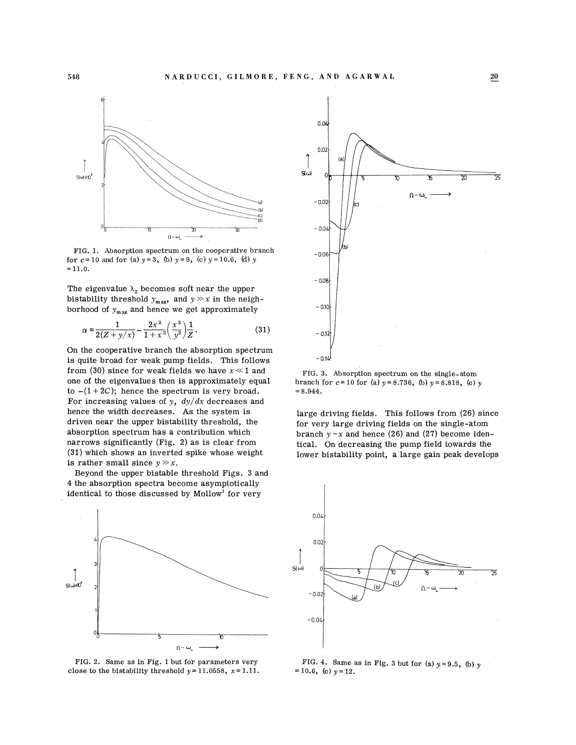FIG. 1. Absorption spectrum on the cooperative branch for $c=10$ and for (a) $y=3$, (b) $y=9$, (c) $y=10.6$, (d) $y=11.0$.

The eigenvalue $\lambda_2$ becomes soft near the upper bistability threshold $y_{max}$, and $y \gg x$ in the neighborhood of $y_{max}$ and hence we get approximately

$$\alpha \approx \frac{1}{2(Z+y/x)} - \frac{2x^2}{1+x^2}\left(\frac{x^2}{y^2}\right)\frac{1}{Z}. \tag{31}$$

On the cooperative branch the absorption spectrum is quite broad for weak pump fields. This follows from (30) since for weak fields we have $x \ll 1$ and one of the eigenvalues then is approximately equal to $-(1+2C)$; hence the spectrum is very broad. For increasing values of $y$, $dy/dx$ decreases and hence the width decreases. As the system is driven near the upper bistability threshold, the absorption spectrum has a contribution which narrows significantly (Fig. 2) as is clear from (31) which shows an inverted spike whose weight is rather small since $y \gg x$.

Beyond the upper bistable threshold Figs. 3 and 4 the absorption spectra become asymptotically identical to those discussed by Mollow[1] for very large driving fields. This follows from (26) since for very large driving fields on the single-atom branch $y \sim x$ and hence (26) and (27) become identical. On decreasing the pump field towards the lower bistability point, a large gain peak develops

FIG. 2. Same as in Fig. 1 but for parameters very close to the bistability threshold $y=11.0558$, $x=1.11$.

FIG. 3. Absorption spectrum on the single-atom branch for $c=10$ for (a) $y=8.736$, (b) $y=8.818$, (c) $y=8.944$.

FIG. 4. Same as in Fig. 3 but for (a) $y=9.5$, (b) $y=10.6$, (c) $y=12$.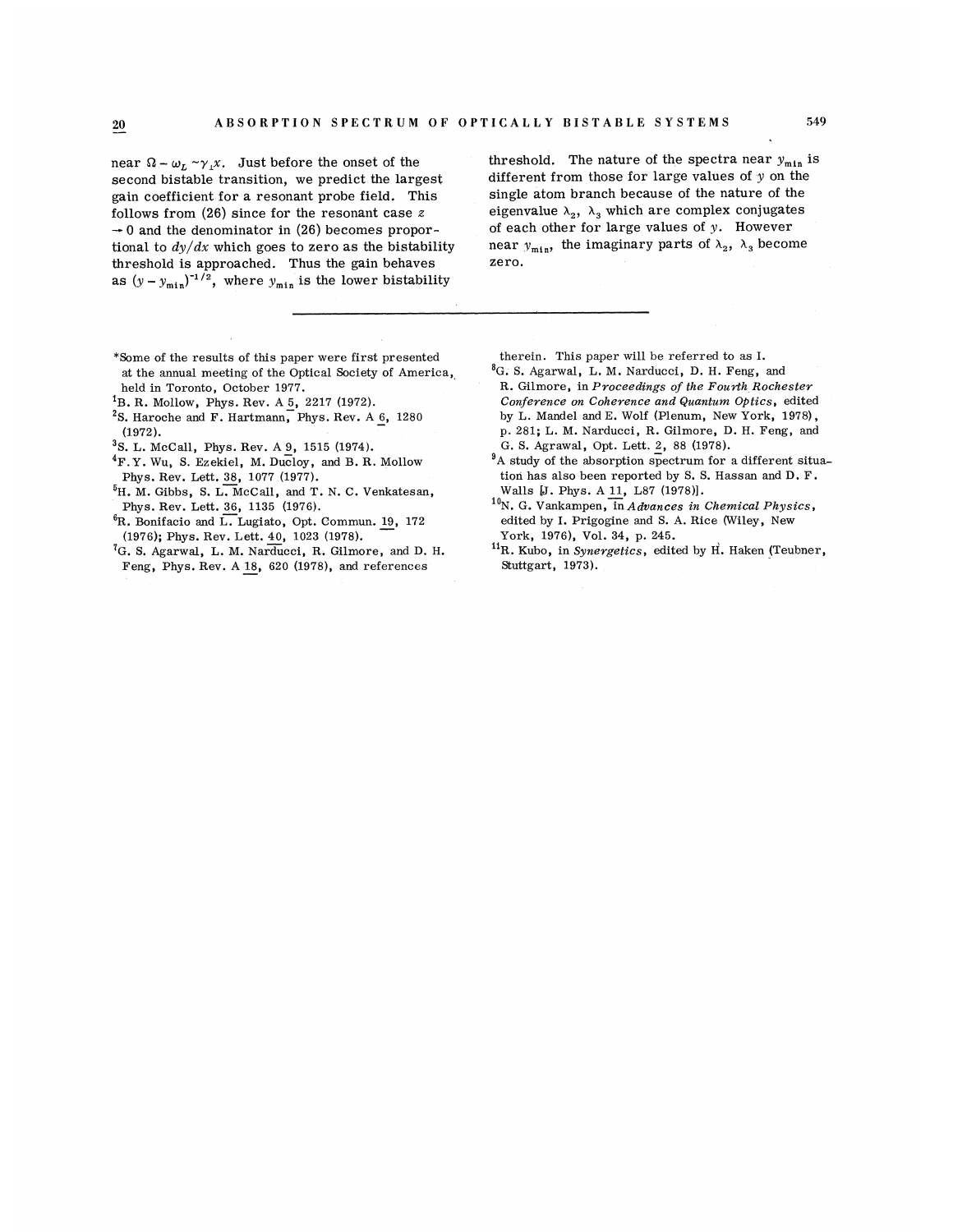near $\Omega - \omega_L \sim \gamma_\perp x$. Just before the onset of the second bistable transition, we predict the largest gain coefficient for a resonant probe field. This follows from (26) since for the resonant case $z \to 0$ and the denominator in (26) becomes proportional to $dy/dx$ which goes to zero as the bistability threshold is approached. Thus the gain behaves as $(y - y_{\min})^{-1/2}$, where $y_{\min}$ is the lower bistability threshold. The nature of the spectra near $y_{\min}$ is different from those for large values of $y$ on the single atom branch because of the nature of the eigenvalue $\lambda_2$, $\lambda_3$ which are complex conjugates of each other for large values of $y$. However near $y_{\min}$, the imaginary parts of $\lambda_2$, $\lambda_3$ become zero.

---

*Some of the results of this paper were first presented at the annual meeting of the Optical Society of America, held in Toronto, October 1977.

[1] B. R. Mollow, Phys. Rev. A 5, 2217 (1972).

[2] S. Haroche and F. Hartmann, Phys. Rev. A 6, 1280 (1972).

[3] S. L. McCall, Phys. Rev. A 9, 1515 (1974).

[4] F. Y. Wu, S. Ezekiel, M. Ducloy, and B. R. Mollow Phys. Rev. Lett. 38, 1077 (1977).

[5] H. M. Gibbs, S. L. McCall, and T. N. C. Venkatesan, Phys. Rev. Lett. 36, 1135 (1976).

[6] R. Bonifacio and L. Lugiato, Opt. Commun. 19, 172 (1976); Phys. Rev. Lett. 40, 1023 (1978).

[7] G. S. Agarwal, L. M. Narducci, R. Gilmore, and D. H. Feng, Phys. Rev. A 18, 620 (1978), and references therein. This paper will be referred to as I.

[8] G. S. Agarwal, L. M. Narducci, D. H. Feng, and R. Gilmore, in *Proceedings of the Fourth Rochester Conference on Coherence and Quantum Optics*, edited by L. Mandel and E. Wolf (Plenum, New York, 1978), p. 281; L. M. Narducci, R. Gilmore, D. H. Feng, and G. S. Agrawal, Opt. Lett. 2, 88 (1978).

[9] A study of the absorption spectrum for a different situation has also been reported by S. S. Hassan and D. F. Walls [J. Phys. A 11, L87 (1978)].

[10] N. G. Vankampen, in *Advances in Chemical Physics*, edited by I. Prigogine and S. A. Rice (Wiley, New York, 1976), Vol. 34, p. 245.

[11] R. Kubo, in *Synergetics*, edited by H. Haken (Teubner, Stuttgart, 1973).